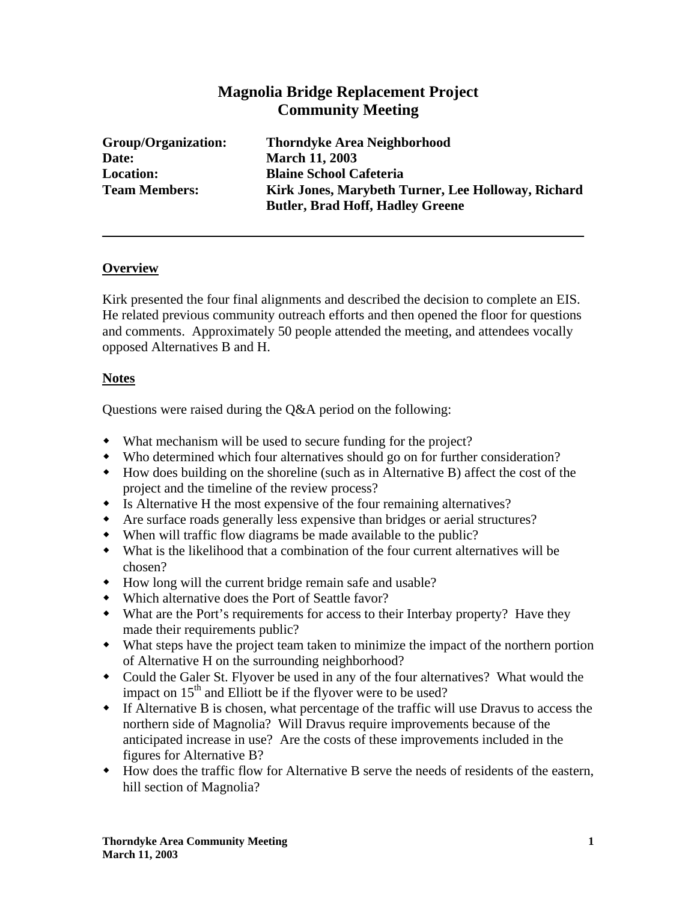# Magnolia Bridge Replacement Project
# Community Meeting

**Group/Organization:** **Thorndyke Area Neighborhood**
**Date:** **March 11, 2003**
**Location:** **Blaine School Cafeteria**
**Team Members:** **Kirk Jones, Marybeth Turner, Lee Holloway, Richard Butler, Brad Hoff, Hadley Greene**

---

## Overview

Kirk presented the four final alignments and described the decision to complete an EIS. He related previous community outreach efforts and then opened the floor for questions and comments. Approximately 50 people attended the meeting, and attendees vocally opposed Alternatives B and H.

## Notes

Questions were raised during the Q&A period on the following:

- What mechanism will be used to secure funding for the project?
- Who determined which four alternatives should go on for further consideration?
- How does building on the shoreline (such as in Alternative B) affect the cost of the project and the timeline of the review process?
- Is Alternative H the most expensive of the four remaining alternatives?
- Are surface roads generally less expensive than bridges or aerial structures?
- When will traffic flow diagrams be made available to the public?
- What is the likelihood that a combination of the four current alternatives will be chosen?
- How long will the current bridge remain safe and usable?
- Which alternative does the Port of Seattle favor?
- What are the Port's requirements for access to their Interbay property? Have they made their requirements public?
- What steps have the project team taken to minimize the impact of the northern portion of Alternative H on the surrounding neighborhood?
- Could the Galer St. Flyover be used in any of the four alternatives? What would the impact on 15th and Elliott be if the flyover were to be used?
- If Alternative B is chosen, what percentage of the traffic will use Dravus to access the northern side of Magnolia? Will Dravus require improvements because of the anticipated increase in use? Are the costs of these improvements included in the figures for Alternative B?
- How does the traffic flow for Alternative B serve the needs of residents of the eastern, hill section of Magnolia?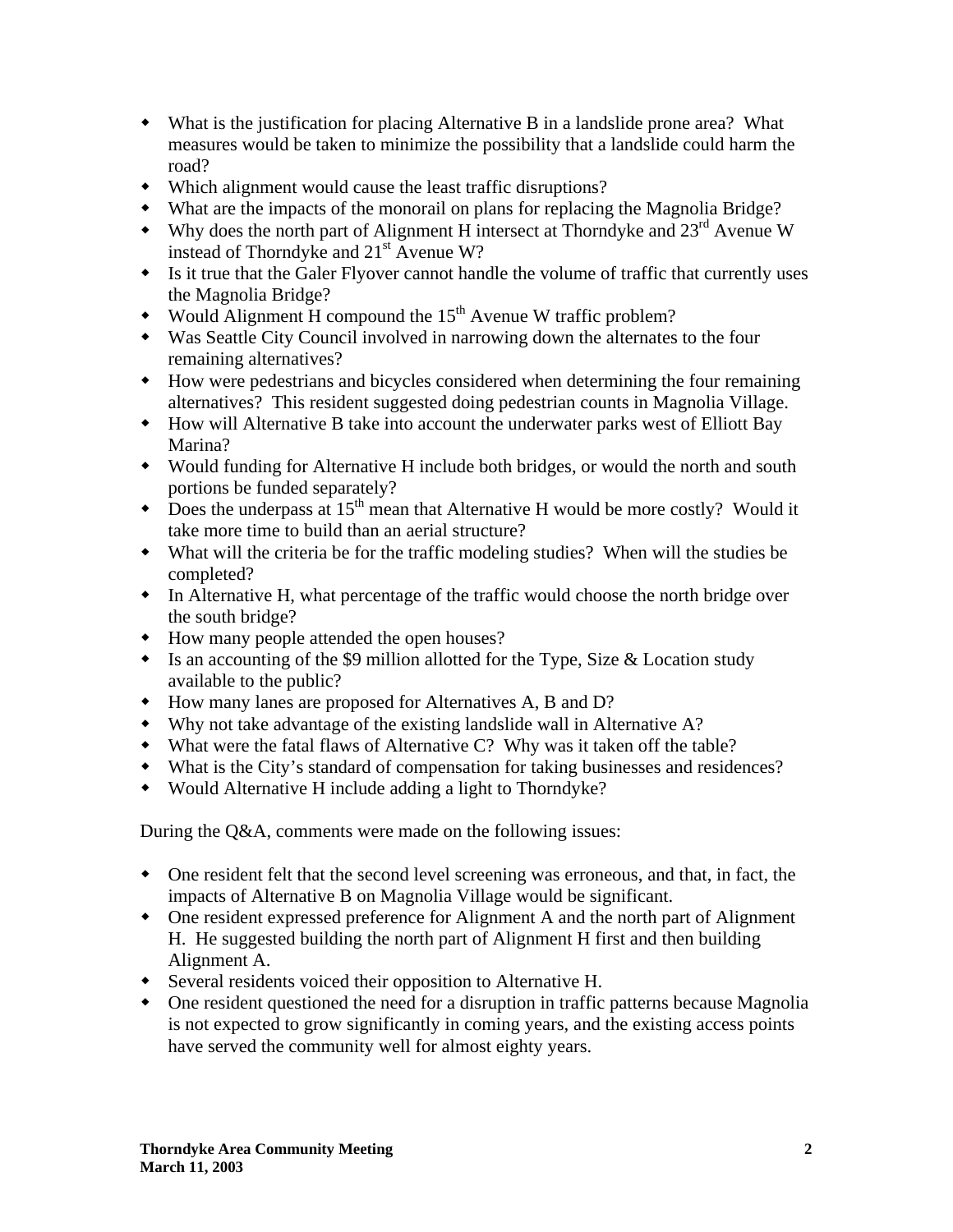- What is the justification for placing Alternative B in a landslide prone area? What measures would be taken to minimize the possibility that a landslide could harm the road?
- Which alignment would cause the least traffic disruptions?
- What are the impacts of the monorail on plans for replacing the Magnolia Bridge?
- Why does the north part of Alignment H intersect at Thorndyke and 23rd Avenue W instead of Thorndyke and 21st Avenue W?
- Is it true that the Galer Flyover cannot handle the volume of traffic that currently uses the Magnolia Bridge?
- Would Alignment H compound the 15th Avenue W traffic problem?
- Was Seattle City Council involved in narrowing down the alternates to the four remaining alternatives?
- How were pedestrians and bicycles considered when determining the four remaining alternatives? This resident suggested doing pedestrian counts in Magnolia Village.
- How will Alternative B take into account the underwater parks west of Elliott Bay Marina?
- Would funding for Alternative H include both bridges, or would the north and south portions be funded separately?
- Does the underpass at 15th mean that Alternative H would be more costly? Would it take more time to build than an aerial structure?
- What will the criteria be for the traffic modeling studies? When will the studies be completed?
- In Alternative H, what percentage of the traffic would choose the north bridge over the south bridge?
- How many people attended the open houses?
- Is an accounting of the $9 million allotted for the Type, Size & Location study available to the public?
- How many lanes are proposed for Alternatives A, B and D?
- Why not take advantage of the existing landslide wall in Alternative A?
- What were the fatal flaws of Alternative C? Why was it taken off the table?
- What is the City's standard of compensation for taking businesses and residences?
- Would Alternative H include adding a light to Thorndyke?

During the Q&A, comments were made on the following issues:

- One resident felt that the second level screening was erroneous, and that, in fact, the impacts of Alternative B on Magnolia Village would be significant.
- One resident expressed preference for Alignment A and the north part of Alignment H. He suggested building the north part of Alignment H first and then building Alignment A.
- Several residents voiced their opposition to Alternative H.
- One resident questioned the need for a disruption in traffic patterns because Magnolia is not expected to grow significantly in coming years, and the existing access points have served the community well for almost eighty years.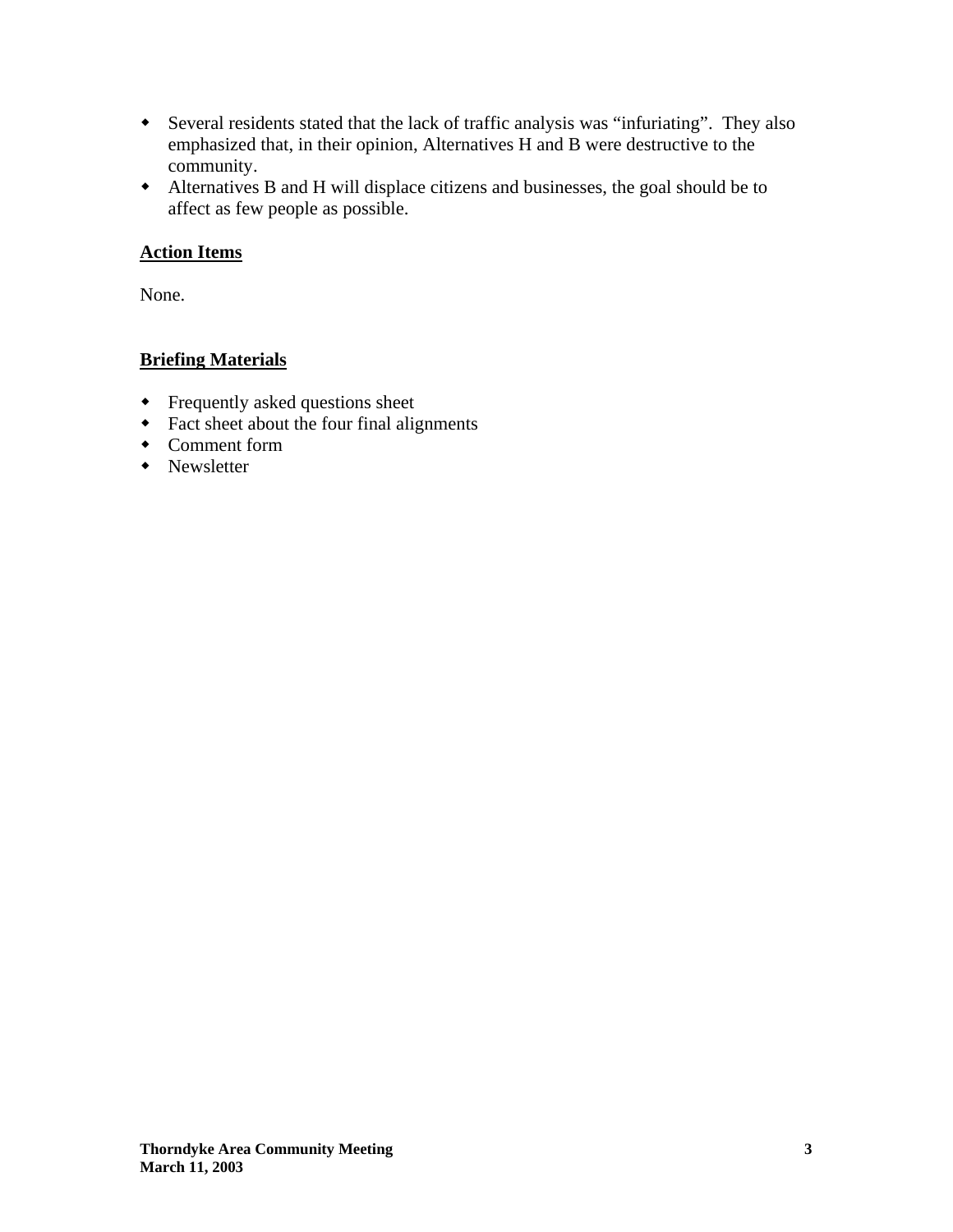- Several residents stated that the lack of traffic analysis was "infuriating". They also emphasized that, in their opinion, Alternatives H and B were destructive to the community.
- Alternatives B and H will displace citizens and businesses, the goal should be to affect as few people as possible.

## Action Items

None.

## Briefing Materials

- Frequently asked questions sheet
- Fact sheet about the four final alignments
- Comment form
- Newsletter